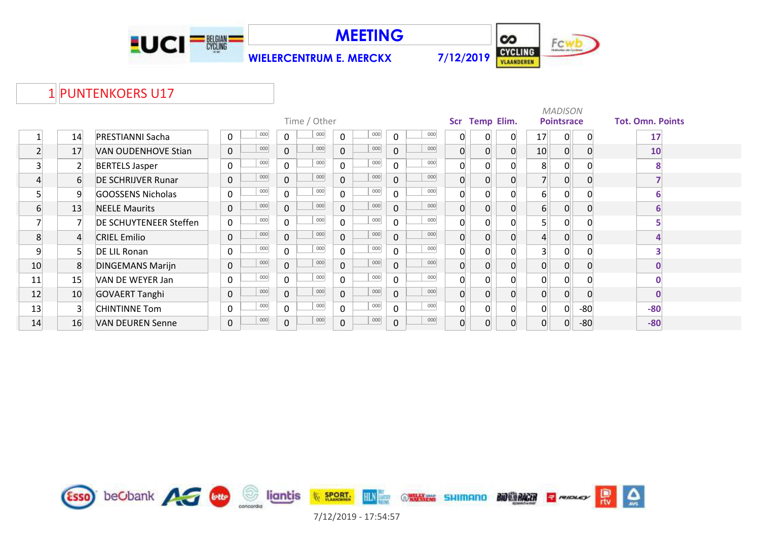# MEETING

**WIELERCENTRUM E. MERCKX** **7/12/2019**

## 1 PUNTENKOERS U17

| | | | Time / Other | | | | | | | | Scr | Temp | Elim. | *MADISON* Pointsrace | | | Tot. Omn. Points |
|---|---|---|---|---|---|---|---|---|---|---|---|---|---|---|---|---|---|
| 1 | 14 | PRESTIANNI Sacha | 0 | 000 | 0 | 000 | 0 | 000 | 0 | 000 | 0 | 0 | 0 | 17 | 0 | 0 | 17 |
| 2 | 17 | VAN OUDENHOVE Stian | 0 | 000 | 0 | 000 | 0 | 000 | 0 | 000 | 0 | 0 | 0 | 10 | 0 | 0 | 10 |
| 3 | 2 | BERTELS Jasper | 0 | 000 | 0 | 000 | 0 | 000 | 0 | 000 | 0 | 0 | 0 | 8 | 0 | 0 | 8 |
| 4 | 6 | DE SCHRIJVER Runar | 0 | 000 | 0 | 000 | 0 | 000 | 0 | 000 | 0 | 0 | 0 | 7 | 0 | 0 | 7 |
| 5 | 9 | GOOSSENS Nicholas | 0 | 000 | 0 | 000 | 0 | 000 | 0 | 000 | 0 | 0 | 0 | 6 | 0 | 0 | 6 |
| 6 | 13 | NEELE Maurits | 0 | 000 | 0 | 000 | 0 | 000 | 0 | 000 | 0 | 0 | 0 | 6 | 0 | 0 | 6 |
| 7 | 7 | DE SCHUYTENEER Steffen | 0 | 000 | 0 | 000 | 0 | 000 | 0 | 000 | 0 | 0 | 0 | 5 | 0 | 0 | 5 |
| 8 | 4 | CRIEL Emilio | 0 | 000 | 0 | 000 | 0 | 000 | 0 | 000 | 0 | 0 | 0 | 4 | 0 | 0 | 4 |
| 9 | 5 | DE LIL Ronan | 0 | 000 | 0 | 000 | 0 | 000 | 0 | 000 | 0 | 0 | 0 | 3 | 0 | 0 | 3 |
| 10 | 8 | DINGEMANS Marijn | 0 | 000 | 0 | 000 | 0 | 000 | 0 | 000 | 0 | 0 | 0 | 0 | 0 | 0 | 0 |
| 11 | 15 | VAN DE WEYER Jan | 0 | 000 | 0 | 000 | 0 | 000 | 0 | 000 | 0 | 0 | 0 | 0 | 0 | 0 | 0 |
| 12 | 10 | GOVAERT Tanghi | 0 | 000 | 0 | 000 | 0 | 000 | 0 | 000 | 0 | 0 | 0 | 0 | 0 | 0 | 0 |
| 13 | 3 | CHINTINNE Tom | 0 | 000 | 0 | 000 | 0 | 000 | 0 | 000 | 0 | 0 | 0 | 0 | 0 | -80 | -80 |
| 14 | 16 | VAN DEUREN Senne | 0 | 000 | 0 | 000 | 0 | 000 | 0 | 000 | 0 | 0 | 0 | 0 | 0 | -80 | -80 |

7/12/2019 - 17:54:57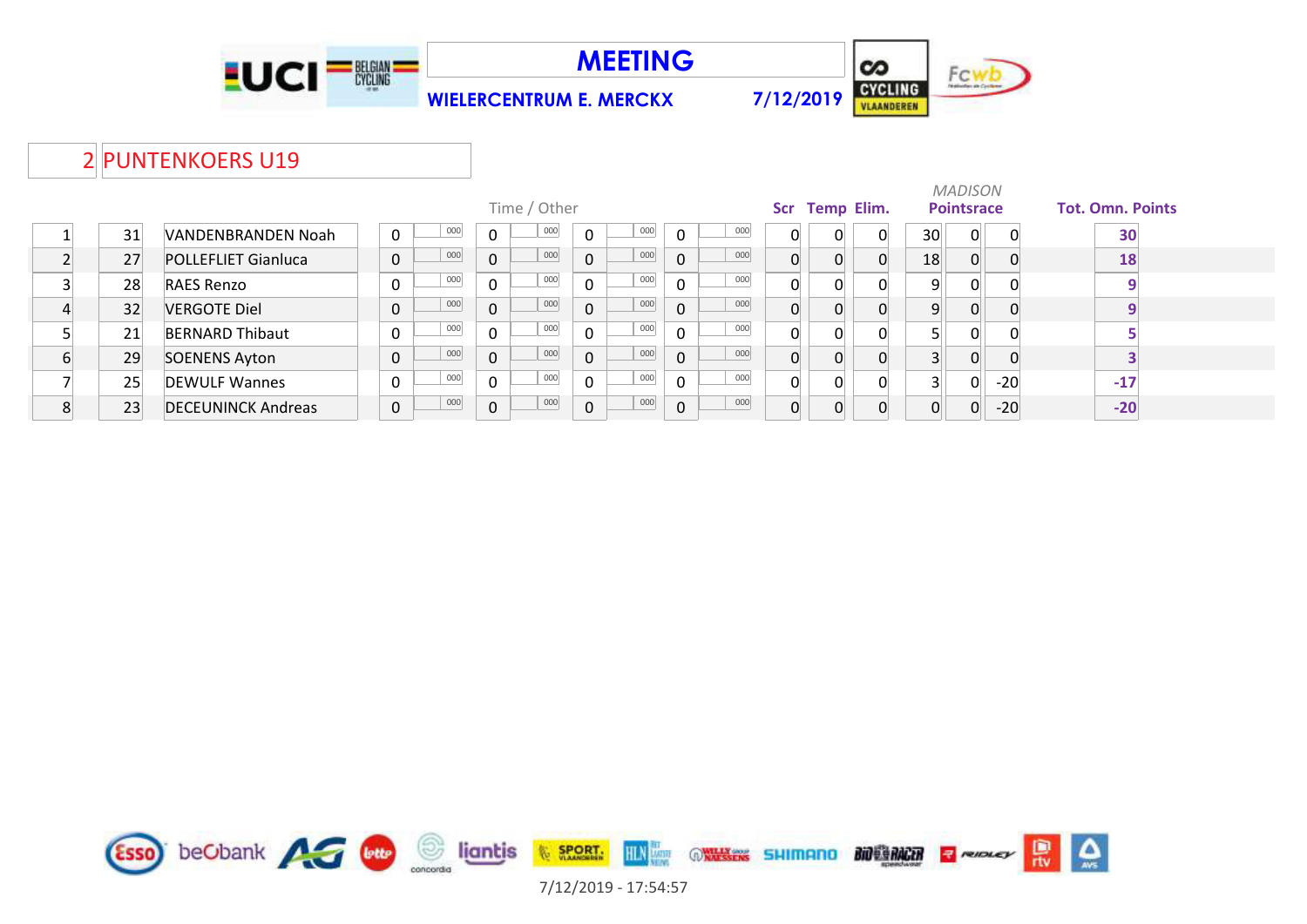# MEETING

**WIELERCENTRUM E. MERCKX** **7/12/2019**

## 2 PUNTENKOERS U19

| | | | Time / Other | | | | | | | | Scr | Temp | Elim. | *MADISON* Pointsrace | | | Tot. Omn. Points |
|---|---|---|---|---|---|---|---|---|---|---|---|---|---|---|---|---|---|
| 1 | 31 | VANDENBRANDEN Noah | 0 | 000 | 0 | 000 | 0 | 000 | 0 | 000 | 0 | 0 | 0 | 30 | 0 | 0 | 30 |
| 2 | 27 | POLLEFLIET Gianluca | 0 | 000 | 0 | 000 | 0 | 000 | 0 | 000 | 0 | 0 | 0 | 18 | 0 | 0 | 18 |
| 3 | 28 | RAES Renzo | 0 | 000 | 0 | 000 | 0 | 000 | 0 | 000 | 0 | 0 | 0 | 9 | 0 | 0 | 9 |
| 4 | 32 | VERGOTE Diel | 0 | 000 | 0 | 000 | 0 | 000 | 0 | 000 | 0 | 0 | 0 | 9 | 0 | 0 | 9 |
| 5 | 21 | BERNARD Thibaut | 0 | 000 | 0 | 000 | 0 | 000 | 0 | 000 | 0 | 0 | 0 | 5 | 0 | 0 | 5 |
| 6 | 29 | SOENENS Ayton | 0 | 000 | 0 | 000 | 0 | 000 | 0 | 000 | 0 | 0 | 0 | 3 | 0 | 0 | 3 |
| 7 | 25 | DEWULF Wannes | 0 | 000 | 0 | 000 | 0 | 000 | 0 | 000 | 0 | 0 | 0 | 3 | 0 | -20 | -17 |
| 8 | 23 | DECEUNINCK Andreas | 0 | 000 | 0 | 000 | 0 | 000 | 0 | 000 | 0 | 0 | 0 | 0 | 0 | -20 | -20 |

7/12/2019 - 17:54:57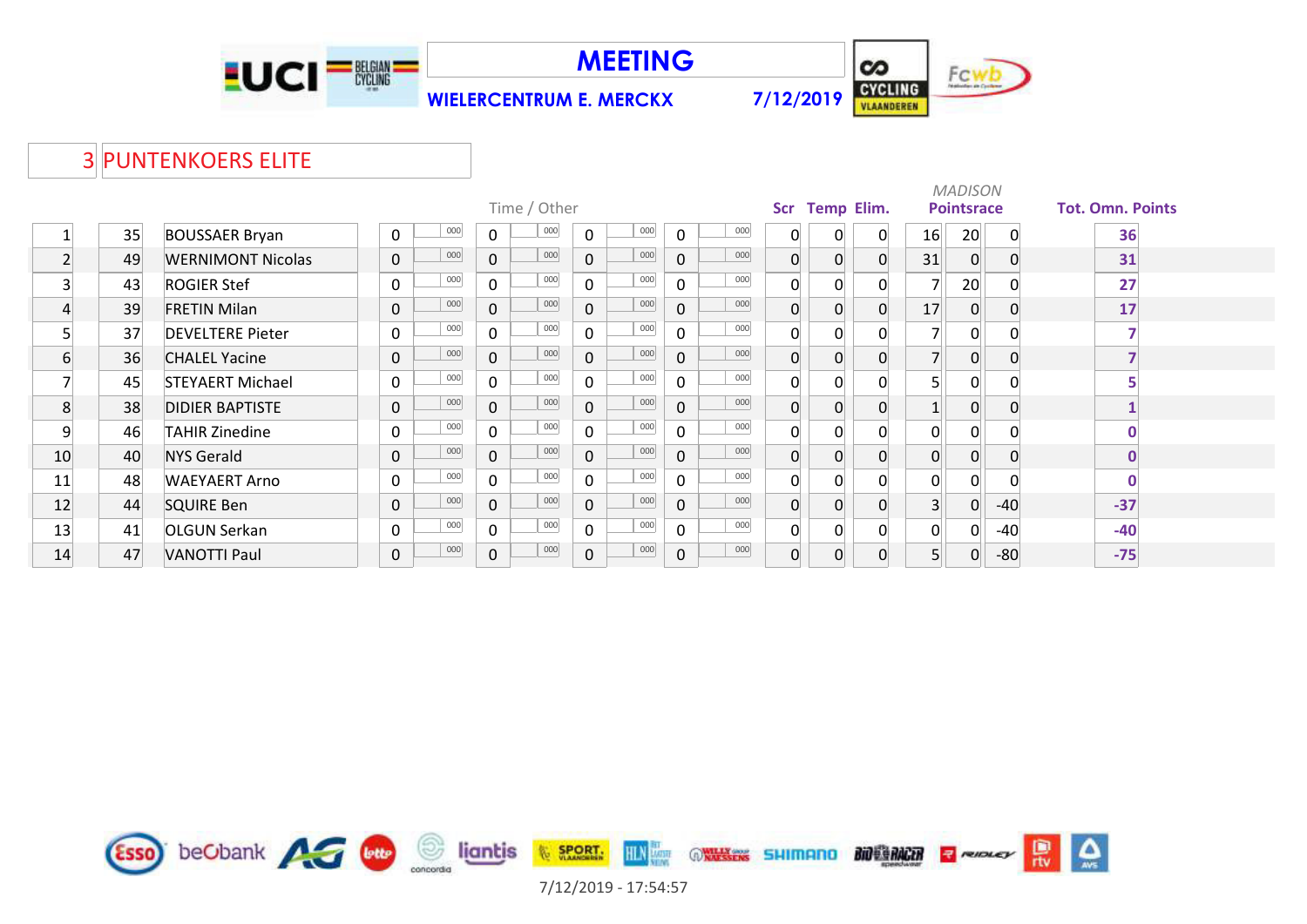# MEETING

**WIELERCENTRUM E. MERCKX** **7/12/2019**

## 3 PUNTENKOERS ELITE

| | | | Time / Other | | | | | | | | Scr | Temp | Elim. | *MADISON* Pointsrace | | | Tot. Omn. Points |
|---|---|---|---|---|---|---|---|---|---|---|---|---|---|---|---|---|---|
| 1 | 35 | BOUSSAER Bryan | 0 | 000 | 0 | 000 | 0 | 000 | 0 | 000 | 0 | 0 | 0 | 16 | 20 | 0 | 36 |
| 2 | 49 | WERNIMONT Nicolas | 0 | 000 | 0 | 000 | 0 | 000 | 0 | 000 | 0 | 0 | 0 | 31 | 0 | 0 | 31 |
| 3 | 43 | ROGIER Stef | 0 | 000 | 0 | 000 | 0 | 000 | 0 | 000 | 0 | 0 | 0 | 7 | 20 | 0 | 27 |
| 4 | 39 | FRETIN Milan | 0 | 000 | 0 | 000 | 0 | 000 | 0 | 000 | 0 | 0 | 0 | 17 | 0 | 0 | 17 |
| 5 | 37 | DEVELTERE Pieter | 0 | 000 | 0 | 000 | 0 | 000 | 0 | 000 | 0 | 0 | 0 | 7 | 0 | 0 | 7 |
| 6 | 36 | CHALEL Yacine | 0 | 000 | 0 | 000 | 0 | 000 | 0 | 000 | 0 | 0 | 0 | 7 | 0 | 0 | 7 |
| 7 | 45 | STEYAERT Michael | 0 | 000 | 0 | 000 | 0 | 000 | 0 | 000 | 0 | 0 | 0 | 5 | 0 | 0 | 5 |
| 8 | 38 | DIDIER BAPTISTE | 0 | 000 | 0 | 000 | 0 | 000 | 0 | 000 | 0 | 0 | 0 | 1 | 0 | 0 | 1 |
| 9 | 46 | TAHIR Zinedine | 0 | 000 | 0 | 000 | 0 | 000 | 0 | 000 | 0 | 0 | 0 | 0 | 0 | 0 | 0 |
| 10 | 40 | NYS Gerald | 0 | 000 | 0 | 000 | 0 | 000 | 0 | 000 | 0 | 0 | 0 | 0 | 0 | 0 | 0 |
| 11 | 48 | WAEYAERT Arno | 0 | 000 | 0 | 000 | 0 | 000 | 0 | 000 | 0 | 0 | 0 | 0 | 0 | 0 | 0 |
| 12 | 44 | SQUIRE Ben | 0 | 000 | 0 | 000 | 0 | 000 | 0 | 000 | 0 | 0 | 0 | 3 | 0 | -40 | -37 |
| 13 | 41 | OLGUN Serkan | 0 | 000 | 0 | 000 | 0 | 000 | 0 | 000 | 0 | 0 | 0 | 0 | 0 | -40 | -40 |
| 14 | 47 | VANOTTI Paul | 0 | 000 | 0 | 000 | 0 | 000 | 0 | 000 | 0 | 0 | 0 | 5 | 0 | -80 | -75 |

7/12/2019 - 17:54:57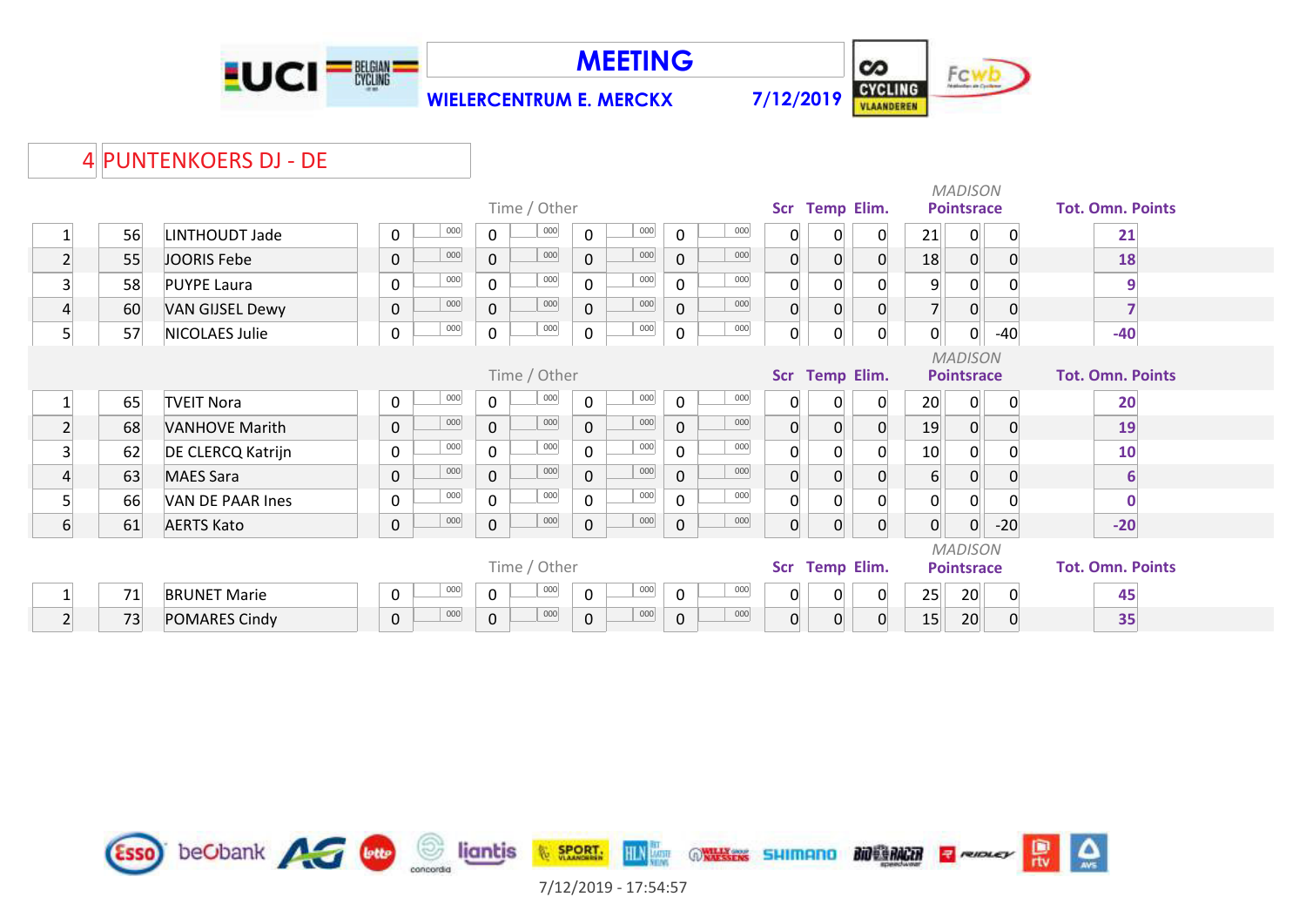# MEETING

**WIELERCENTRUM E. MERCKX** **7/12/2019**

## 4 PUNTENKOERS DJ - DE

| | | | Time / Other | | | | | | | | Scr | Temp | Elim. | MADISON Pointsrace | | | Tot. Omn. Points |
|---|---|---|---|---|---|---|---|---|---|---|---|---|---|---|---|---|---|
| 1 | 56 | LINTHOUDT Jade | 0 | 000 | 0 | 000 | 0 | 000 | 0 | 000 | 0 | 0 | 0 | 21 | 0 | 0 | 21 |
| 2 | 55 | JOORIS Febe | 0 | 000 | 0 | 000 | 0 | 000 | 0 | 000 | 0 | 0 | 0 | 18 | 0 | 0 | 18 |
| 3 | 58 | PUYPE Laura | 0 | 000 | 0 | 000 | 0 | 000 | 0 | 000 | 0 | 0 | 0 | 9 | 0 | 0 | 9 |
| 4 | 60 | VAN GIJSEL Dewy | 0 | 000 | 0 | 000 | 0 | 000 | 0 | 000 | 0 | 0 | 0 | 7 | 0 | 0 | 7 |
| 5 | 57 | NICOLAES Julie | 0 | 000 | 0 | 000 | 0 | 000 | 0 | 000 | 0 | 0 | 0 | 0 | 0 | -40 | -40 |

| | | | Time / Other | | | | | | | | Scr | Temp | Elim. | MADISON Pointsrace | | | Tot. Omn. Points |
|---|---|---|---|---|---|---|---|---|---|---|---|---|---|---|---|---|---|
| 1 | 65 | TVEIT Nora | 0 | 000 | 0 | 000 | 0 | 000 | 0 | 000 | 0 | 0 | 0 | 20 | 0 | 0 | 20 |
| 2 | 68 | VANHOVE Marith | 0 | 000 | 0 | 000 | 0 | 000 | 0 | 000 | 0 | 0 | 0 | 19 | 0 | 0 | 19 |
| 3 | 62 | DE CLERCQ Katrijn | 0 | 000 | 0 | 000 | 0 | 000 | 0 | 000 | 0 | 0 | 0 | 10 | 0 | 0 | 10 |
| 4 | 63 | MAES Sara | 0 | 000 | 0 | 000 | 0 | 000 | 0 | 000 | 0 | 0 | 0 | 6 | 0 | 0 | 6 |
| 5 | 66 | VAN DE PAAR Ines | 0 | 000 | 0 | 000 | 0 | 000 | 0 | 000 | 0 | 0 | 0 | 0 | 0 | 0 | 0 |
| 6 | 61 | AERTS Kato | 0 | 000 | 0 | 000 | 0 | 000 | 0 | 000 | 0 | 0 | 0 | 0 | 0 | -20 | -20 |

| | | | Time / Other | | | | | | | | Scr | Temp | Elim. | MADISON Pointsrace | | | Tot. Omn. Points |
|---|---|---|---|---|---|---|---|---|---|---|---|---|---|---|---|---|---|
| 1 | 71 | BRUNET Marie | 0 | 000 | 0 | 000 | 0 | 000 | 0 | 000 | 0 | 0 | 0 | 25 | 20 | 0 | 45 |
| 2 | 73 | POMARES Cindy | 0 | 000 | 0 | 000 | 0 | 000 | 0 | 000 | 0 | 0 | 0 | 15 | 20 | 0 | 35 |

7/12/2019 - 17:54:57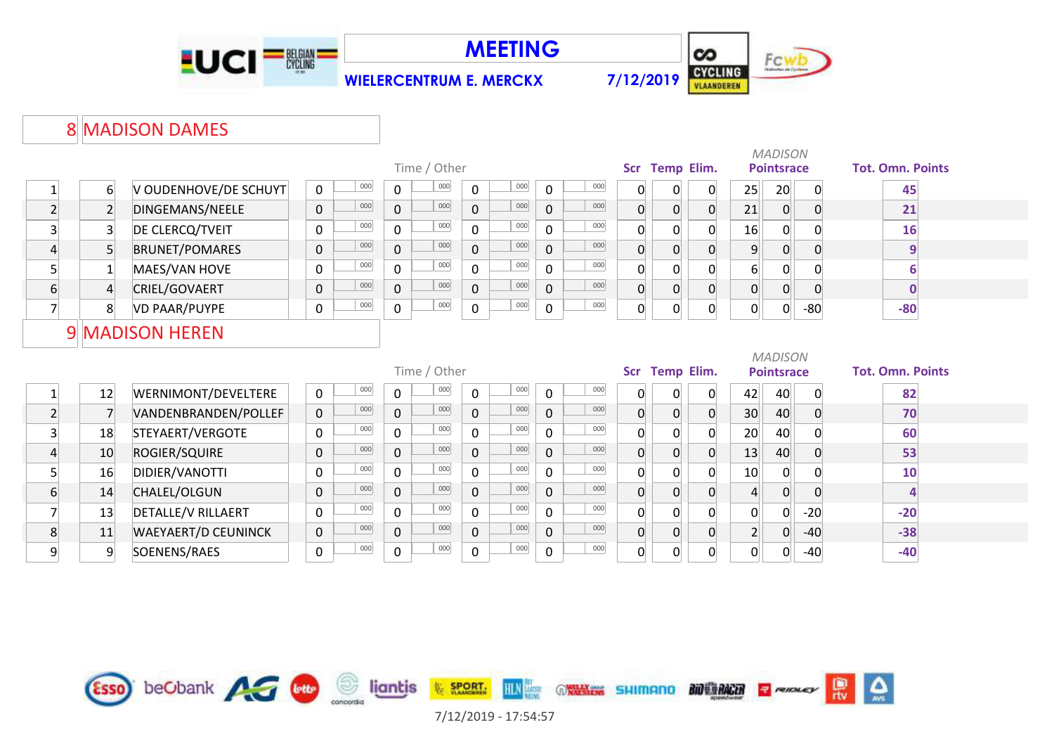# MEETING

**WIELERCENTRUM E. MERCKX** **7/12/2019**

## 8 MADISON DAMES

| | | | Time / Other | | | | | | | | Scr | Temp | Elim. | *MADISON* Pointsrace | | | Tot. Omn. Points |
|---|---|---|---|---|---|---|---|---|---|---|---|---|---|---|---|---|---|
| 1 | 6 | V OUDENHOVE/DE SCHUYT | 0 | 000 | 0 | 000 | 0 | 000 | 0 | 000 | 0 | 0 | 0 | 25 | 20 | 0 | 45 |
| 2 | 2 | DINGEMANS/NEELE | 0 | 000 | 0 | 000 | 0 | 000 | 0 | 000 | 0 | 0 | 0 | 21 | 0 | 0 | 21 |
| 3 | 3 | DE CLERCQ/TVEIT | 0 | 000 | 0 | 000 | 0 | 000 | 0 | 000 | 0 | 0 | 0 | 16 | 0 | 0 | 16 |
| 4 | 5 | BRUNET/POMARES | 0 | 000 | 0 | 000 | 0 | 000 | 0 | 000 | 0 | 0 | 0 | 9 | 0 | 0 | 9 |
| 5 | 1 | MAES/VAN HOVE | 0 | 000 | 0 | 000 | 0 | 000 | 0 | 000 | 0 | 0 | 0 | 6 | 0 | 0 | 6 |
| 6 | 4 | CRIEL/GOVAERT | 0 | 000 | 0 | 000 | 0 | 000 | 0 | 000 | 0 | 0 | 0 | 0 | 0 | 0 | 0 |
| 7 | 8 | VD PAAR/PUYPE | 0 | 000 | 0 | 000 | 0 | 000 | 0 | 000 | 0 | 0 | 0 | 0 | 0 | -80 | -80 |

## 9 MADISON HEREN

| | | | Time / Other | | | | | | | | Scr | Temp | Elim. | *MADISON* Pointsrace | | | Tot. Omn. Points |
|---|---|---|---|---|---|---|---|---|---|---|---|---|---|---|---|---|---|
| 1 | 12 | WERNIMONT/DEVELTERE | 0 | 000 | 0 | 000 | 0 | 000 | 0 | 000 | 0 | 0 | 0 | 42 | 40 | 0 | 82 |
| 2 | 7 | VANDENBRANDEN/POLLEF | 0 | 000 | 0 | 000 | 0 | 000 | 0 | 000 | 0 | 0 | 0 | 30 | 40 | 0 | 70 |
| 3 | 18 | STEYAERT/VERGOTE | 0 | 000 | 0 | 000 | 0 | 000 | 0 | 000 | 0 | 0 | 0 | 20 | 40 | 0 | 60 |
| 4 | 10 | ROGIER/SQUIRE | 0 | 000 | 0 | 000 | 0 | 000 | 0 | 000 | 0 | 0 | 0 | 13 | 40 | 0 | 53 |
| 5 | 16 | DIDIER/VANOTTI | 0 | 000 | 0 | 000 | 0 | 000 | 0 | 000 | 0 | 0 | 0 | 10 | 0 | 0 | 10 |
| 6 | 14 | CHALEL/OLGUN | 0 | 000 | 0 | 000 | 0 | 000 | 0 | 000 | 0 | 0 | 0 | 4 | 0 | 0 | 4 |
| 7 | 13 | DETALLE/V RILLAERT | 0 | 000 | 0 | 000 | 0 | 000 | 0 | 000 | 0 | 0 | 0 | 0 | 0 | -20 | -20 |
| 8 | 11 | WAEYAERT/D CEUNINCK | 0 | 000 | 0 | 000 | 0 | 000 | 0 | 000 | 0 | 0 | 0 | 2 | 0 | -40 | -38 |
| 9 | 9 | SOENENS/RAES | 0 | 000 | 0 | 000 | 0 | 000 | 0 | 000 | 0 | 0 | 0 | 0 | 0 | -40 | -40 |

7/12/2019 - 17:54:57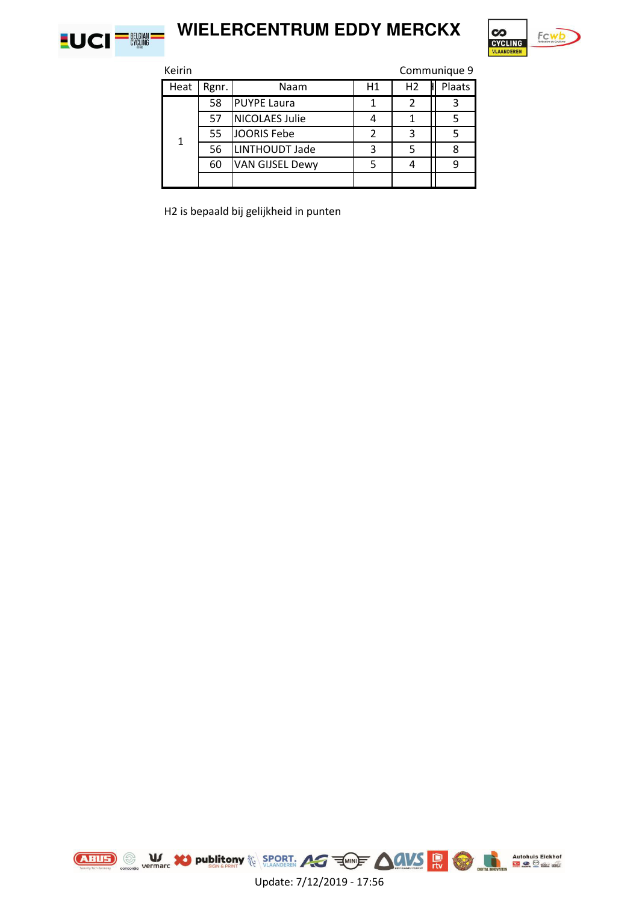# WIELERCENTRUM EDDY MERCKX

Keirin — Communique 9

| Heat | Rgnr. | Naam | H1 | H2 | Plaats |
|---|---|---|---|---|---|
| 1 | 58 | PUYPE Laura | 1 | 2 | 3 |
| | 57 | NICOLAES Julie | 4 | 1 | 5 |
| | 55 | JOORIS Febe | 2 | 3 | 5 |
| | 56 | LINTHOUDT Jade | 3 | 5 | 8 |
| | 60 | VAN GIJSEL Dewy | 5 | 4 | 9 |
| | | | | | |

H2 is bepaald bij gelijkheid in punten

Update: 7/12/2019 - 17:56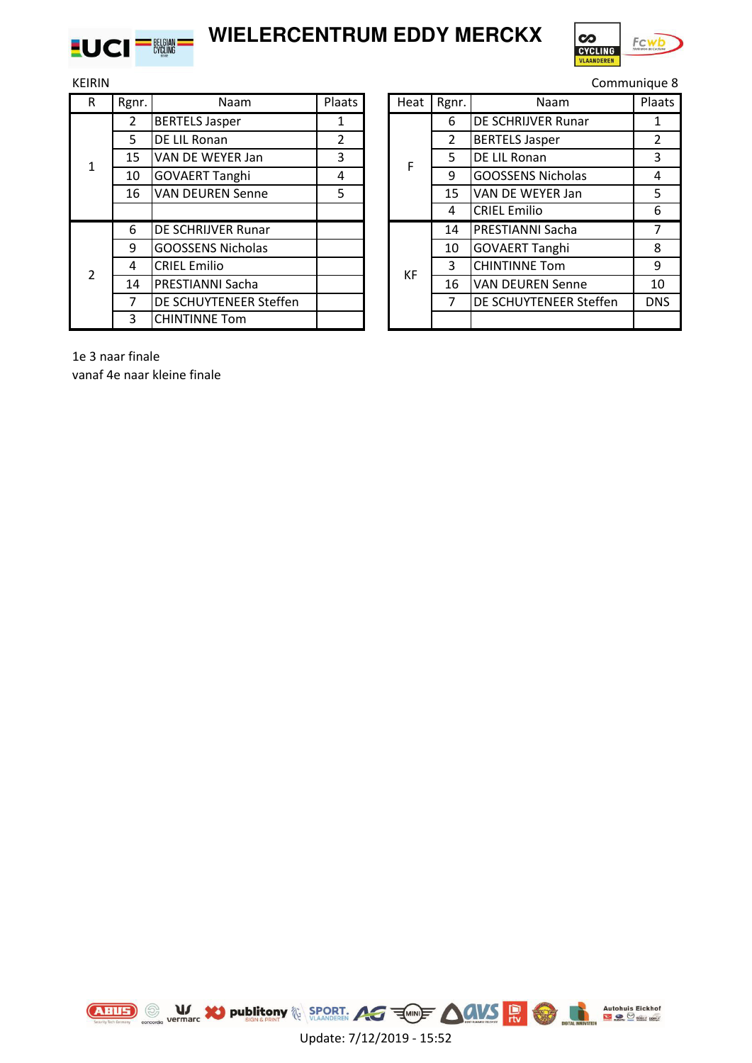# WIELERCENTRUM EDDY MERCKX

KEIRIN

Communique 8

| R | Rgnr. | Naam | Plaats |
|---|---|---|---|
| 1 | 2 | BERTELS Jasper | 1 |
| | 5 | DE LIL Ronan | 2 |
| | 15 | VAN DE WEYER Jan | 3 |
| | 10 | GOVAERT Tanghi | 4 |
| | 16 | VAN DEUREN Senne | 5 |
| | | | |
| 2 | 6 | DE SCHRIJVER Runar | |
| | 9 | GOOSSENS Nicholas | |
| | 4 | CRIEL Emilio | |
| | 14 | PRESTIANNI Sacha | |
| | 7 | DE SCHUYTENEER Steffen | |
| | 3 | CHINTINNE Tom | |

| Heat | Rgnr. | Naam | Plaats |
|---|---|---|---|
| F | 6 | DE SCHRIJVER Runar | 1 |
| | 2 | BERTELS Jasper | 2 |
| | 5 | DE LIL Ronan | 3 |
| | 9 | GOOSSENS Nicholas | 4 |
| | 15 | VAN DE WEYER Jan | 5 |
| | 4 | CRIEL Emilio | 6 |
| KF | 14 | PRESTIANNI Sacha | 7 |
| | 10 | GOVAERT Tanghi | 8 |
| | 3 | CHINTINNE Tom | 9 |
| | 16 | VAN DEUREN Senne | 10 |
| | 7 | DE SCHUYTENEER Steffen | DNS |
| | | | |

1e 3 naar finale
vanaf 4e naar kleine finale

Update: 7/12/2019 - 15:52